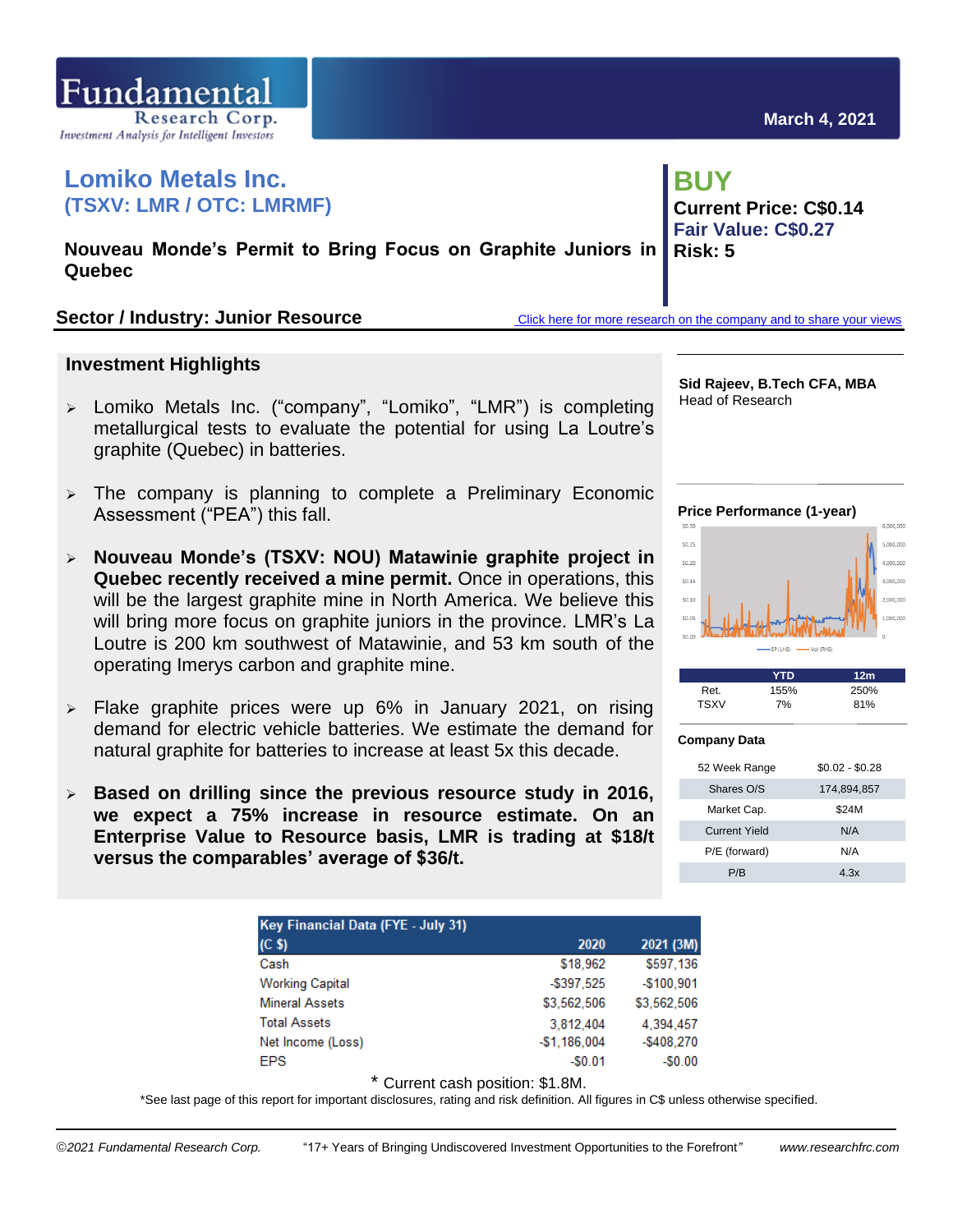Fundamental Research Corp.
*Investment Analysis for Intelligent Investors*

**March 4, 2021**

# Lomiko Metals Inc.
## (TSXV: LMR / OTC: LMRMF)

**Nouveau Monde's Permit to Bring Focus on Graphite Juniors in Quebec**

**BUY**
**Current Price: C$0.14**
**Fair Value: C$0.27**
**Risk: 5**

**Sector / Industry: Junior Resource**

Click here for more research on the company and to share your views

**Sid Rajeev, B.Tech CFA, MBA**
Head of Research

### Investment Highlights

- Lomiko Metals Inc. ("company", "Lomiko", "LMR") is completing metallurgical tests to evaluate the potential for using La Loutre's graphite (Quebec) in batteries.
- The company is planning to complete a Preliminary Economic Assessment ("PEA") this fall.
- **Nouveau Monde's (TSXV: NOU) Matawinie graphite project in Quebec recently received a mine permit.** Once in operations, this will be the largest graphite mine in North America. We believe this will bring more focus on graphite juniors in the province. LMR's La Loutre is 200 km southwest of Matawinie, and 53 km south of the operating Imerys carbon and graphite mine.
- Flake graphite prices were up 6% in January 2021, on rising demand for electric vehicle batteries. We estimate the demand for natural graphite for batteries to increase at least 5x this decade.
- **Based on drilling since the previous resource study in 2016, we expect a 75% increase in resource estimate. On an Enterprise Value to Resource basis, LMR is trading at $18/t versus the comparables' average of $36/t.**

**Price Performance (1-year)**

| | YTD | 12m |
|---|---|---|
| Ret. | 155% | 250% |
| TSXV | 7% | 81% |

**Company Data**

| | |
|---|---|
| 52 Week Range | $0.02 - $0.28 |
| Shares O/S | 174,894,857 |
| Market Cap. | $24M |
| Current Yield | N/A |
| P/E (forward) | N/A |
| P/B | 4.3x |

| Key Financial Data (FYE - July 31) (C $) | 2020 | 2021 (3M) |
|---|---|---|
| Cash | $18,962 | $597,136 |
| Working Capital | -$397,525 | -$100,901 |
| Mineral Assets | $3,562,506 | $3,562,506 |
| Total Assets | 3,812,404 | 4,394,457 |
| Net Income (Loss) | -$1,186,004 | -$408,270 |
| EPS | -$0.01 | -$0.00 |

\* Current cash position: $1.8M.

*See last page of this report for important disclosures, rating and risk definition. All figures in C$ unless otherwise specified.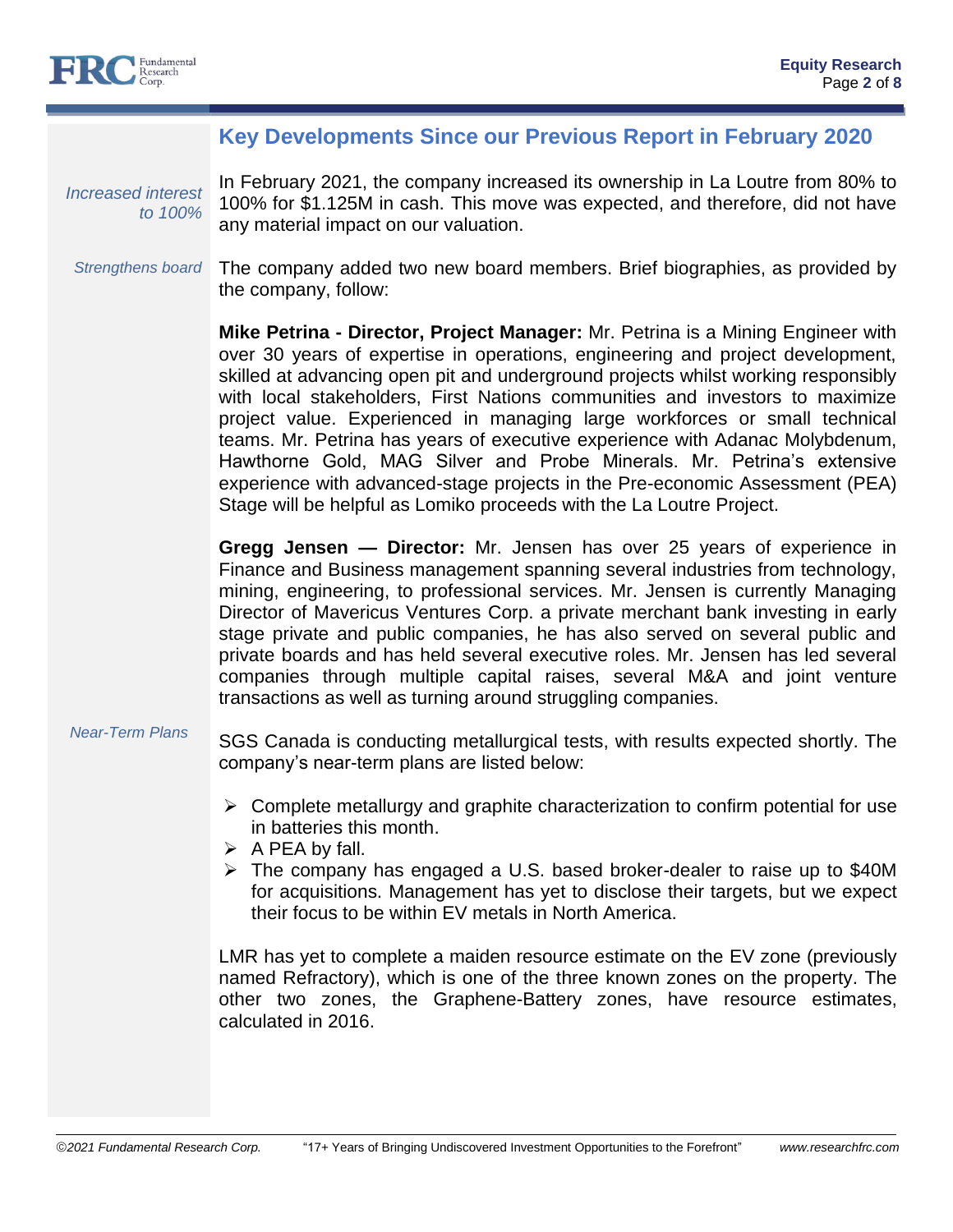## Key Developments Since our Previous Report in February 2020

*Increased interest to 100%*

In February 2021, the company increased its ownership in La Loutre from 80% to 100% for $1.125M in cash. This move was expected, and therefore, did not have any material impact on our valuation.

*Strengthens board*

The company added two new board members. Brief biographies, as provided by the company, follow:

**Mike Petrina - Director, Project Manager:** Mr. Petrina is a Mining Engineer with over 30 years of expertise in operations, engineering and project development, skilled at advancing open pit and underground projects whilst working responsibly with local stakeholders, First Nations communities and investors to maximize project value. Experienced in managing large workforces or small technical teams. Mr. Petrina has years of executive experience with Adanac Molybdenum, Hawthorne Gold, MAG Silver and Probe Minerals. Mr. Petrina's extensive experience with advanced-stage projects in the Pre-economic Assessment (PEA) Stage will be helpful as Lomiko proceeds with the La Loutre Project.

**Gregg Jensen — Director:** Mr. Jensen has over 25 years of experience in Finance and Business management spanning several industries from technology, mining, engineering, to professional services. Mr. Jensen is currently Managing Director of Mavericus Ventures Corp. a private merchant bank investing in early stage private and public companies, he has also served on several public and private boards and has held several executive roles. Mr. Jensen has led several companies through multiple capital raises, several M&A and joint venture transactions as well as turning around struggling companies.

*Near-Term Plans*

SGS Canada is conducting metallurgical tests, with results expected shortly. The company's near-term plans are listed below:

- Complete metallurgy and graphite characterization to confirm potential for use in batteries this month.
- A PEA by fall.
- The company has engaged a U.S. based broker-dealer to raise up to $40M for acquisitions. Management has yet to disclose their targets, but we expect their focus to be within EV metals in North America.

LMR has yet to complete a maiden resource estimate on the EV zone (previously named Refractory), which is one of the three known zones on the property. The other two zones, the Graphene-Battery zones, have resource estimates, calculated in 2016.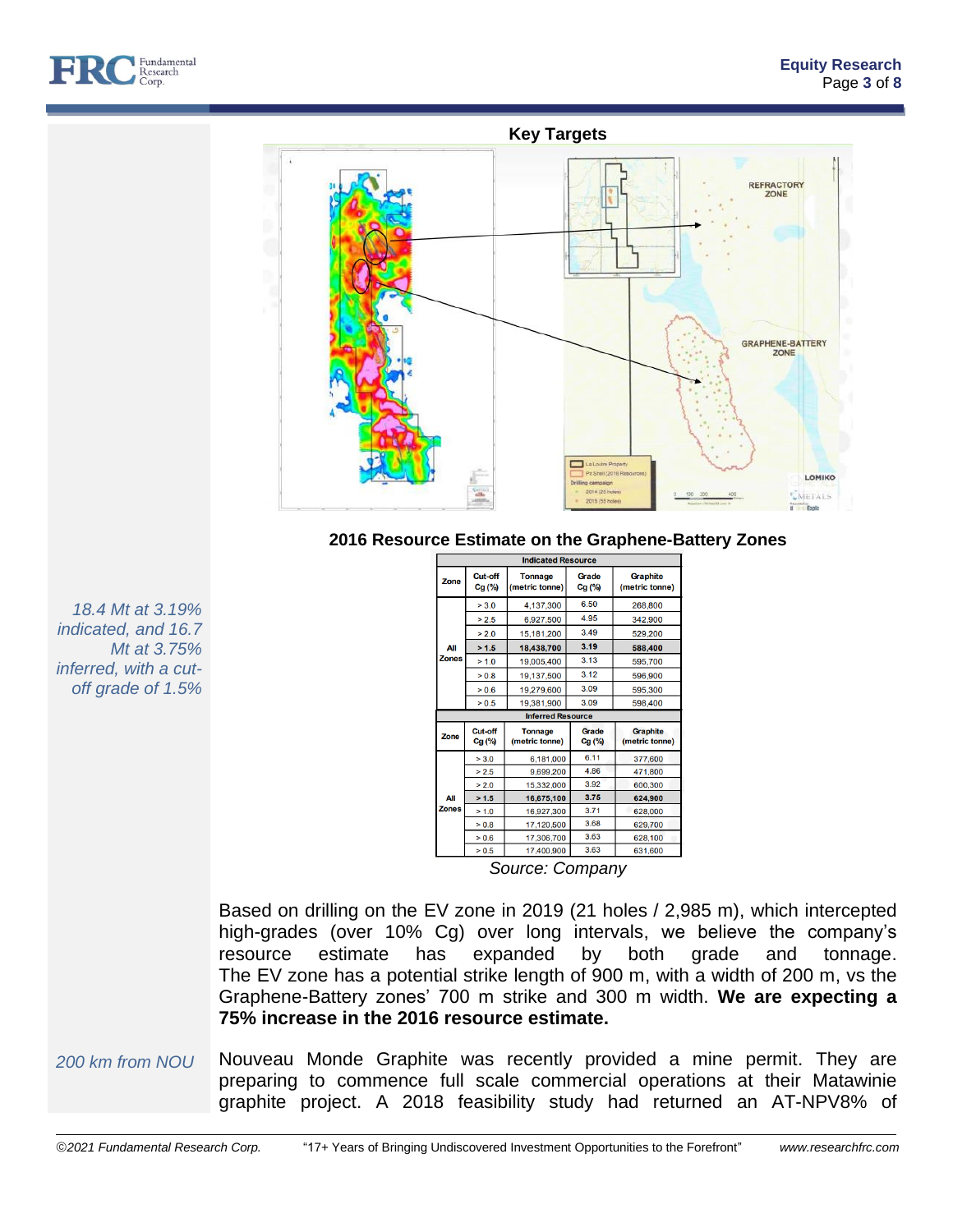**Key Targets**

REFRACTORY ZONE

GRAPHENE-BATTERY ZONE

**2016 Resource Estimate on the Graphene-Battery Zones**

| Zone | Cut-off Cg (%) | Tonnage (metric tonne) | Grade Cg (%) | Graphite (metric tonne) |
|---|---|---|---|---|
| **Indicated Resource** | | | | |
| All Zones | > 3.0 | 4,137,300 | 6.50 | 268,800 |
| | > 2.5 | 6,927,500 | 4.95 | 342,900 |
| | > 2.0 | 15,181,200 | 3.49 | 529,200 |
| | **> 1.5** | **18,438,700** | **3.19** | **588,400** |
| | > 1.0 | 19,005,400 | 3.13 | 595,700 |
| | > 0.8 | 19,137,500 | 3.12 | 596,900 |
| | > 0.6 | 19,279,600 | 3.09 | 595,300 |
| | > 0.5 | 19,381,900 | 3.09 | 598,400 |
| **Inferred Resource** | | | | |
| All Zones | > 3.0 | 6,181,000 | 6.11 | 377,600 |
| | > 2.5 | 9,699,200 | 4.86 | 471,800 |
| | > 2.0 | 15,332,000 | 3.92 | 600,300 |
| | **> 1.5** | **16,675,100** | **3.75** | **624,900** |
| | > 1.0 | 16,927,300 | 3.71 | 628,000 |
| | > 0.8 | 17,120,500 | 3.68 | 629,700 |
| | > 0.6 | 17,306,700 | 3.63 | 628,100 |
| | > 0.5 | 17,400,900 | 3.63 | 631,600 |

*Source: Company*

*18.4 Mt at 3.19% indicated, and 16.7 Mt at 3.75% inferred, with a cut-off grade of 1.5%*

Based on drilling on the EV zone in 2019 (21 holes / 2,985 m), which intercepted high-grades (over 10% Cg) over long intervals, we believe the company's resource estimate has expanded by both grade and tonnage. The EV zone has a potential strike length of 900 m, with a width of 200 m, vs the Graphene-Battery zones' 700 m strike and 300 m width. **We are expecting a 75% increase in the 2016 resource estimate.**

*200 km from NOU*

Nouveau Monde Graphite was recently provided a mine permit. They are preparing to commence full scale commercial operations at their Matawinie graphite project. A 2018 feasibility study had returned an AT-NPV8% of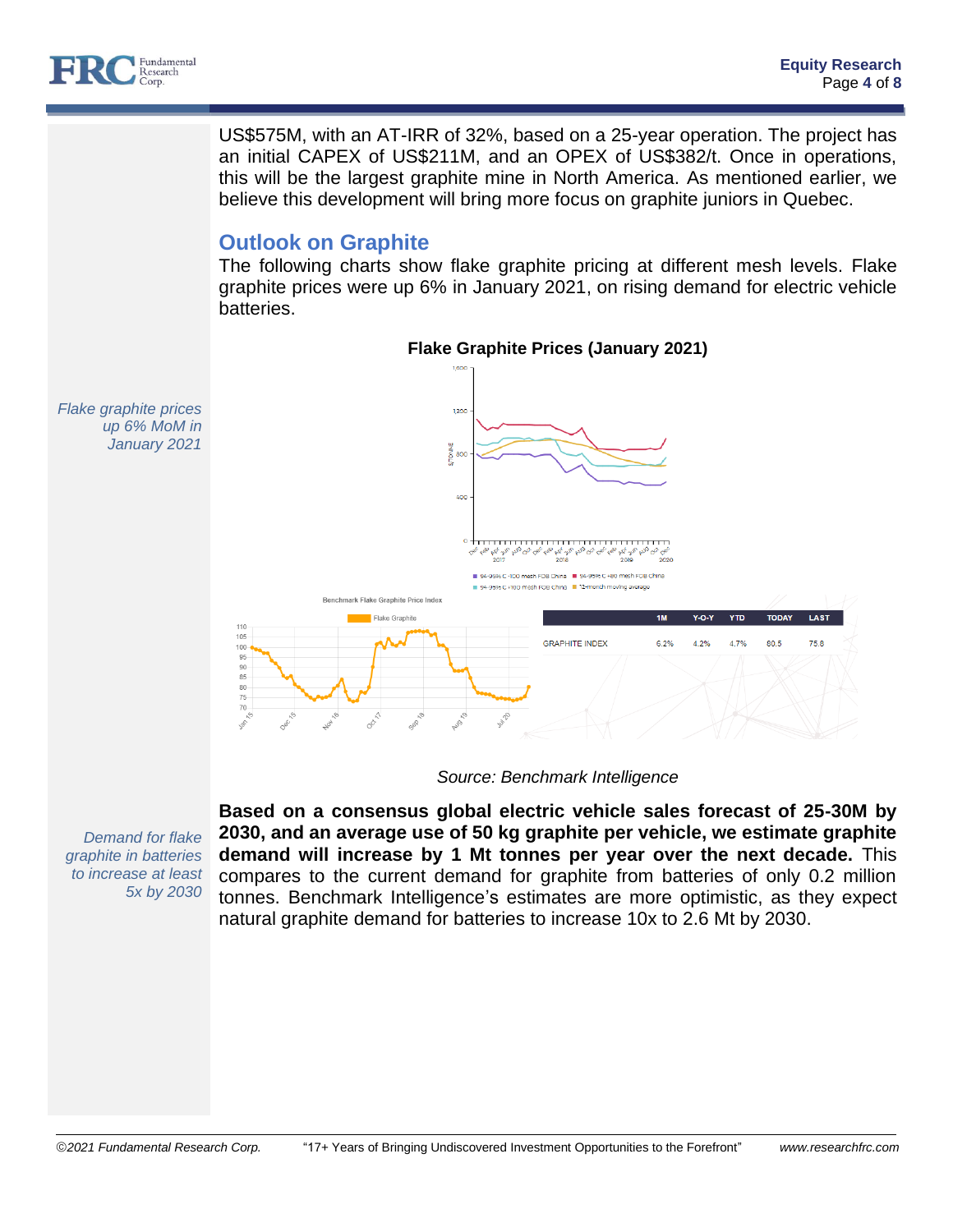US$575M, with an AT-IRR of 32%, based on a 25-year operation. The project has an initial CAPEX of US$211M, and an OPEX of US$382/t. Once in operations, this will be the largest graphite mine in North America. As mentioned earlier, we believe this development will bring more focus on graphite juniors in Quebec.

## Outlook on Graphite

*Flake graphite prices up 6% MoM in January 2021*

The following charts show flake graphite pricing at different mesh levels. Flake graphite prices were up 6% in January 2021, on rising demand for electric vehicle batteries.

**Flake Graphite Prices (January 2021)**

| | 1M | Y-O-Y | YTD | TODAY | LAST |
|---|---|---|---|---|---|
| GRAPHITE INDEX | 6.2% | 4.2% | 4.7% | 80.5 | 75.8 |

*Source: Benchmark Intelligence*

*Demand for flake graphite in batteries to increase at least 5x by 2030*

**Based on a consensus global electric vehicle sales forecast of 25-30M by 2030, and an average use of 50 kg graphite per vehicle, we estimate graphite demand will increase by 1 Mt tonnes per year over the next decade.** This compares to the current demand for graphite from batteries of only 0.2 million tonnes. Benchmark Intelligence's estimates are more optimistic, as they expect natural graphite demand for batteries to increase 10x to 2.6 Mt by 2030.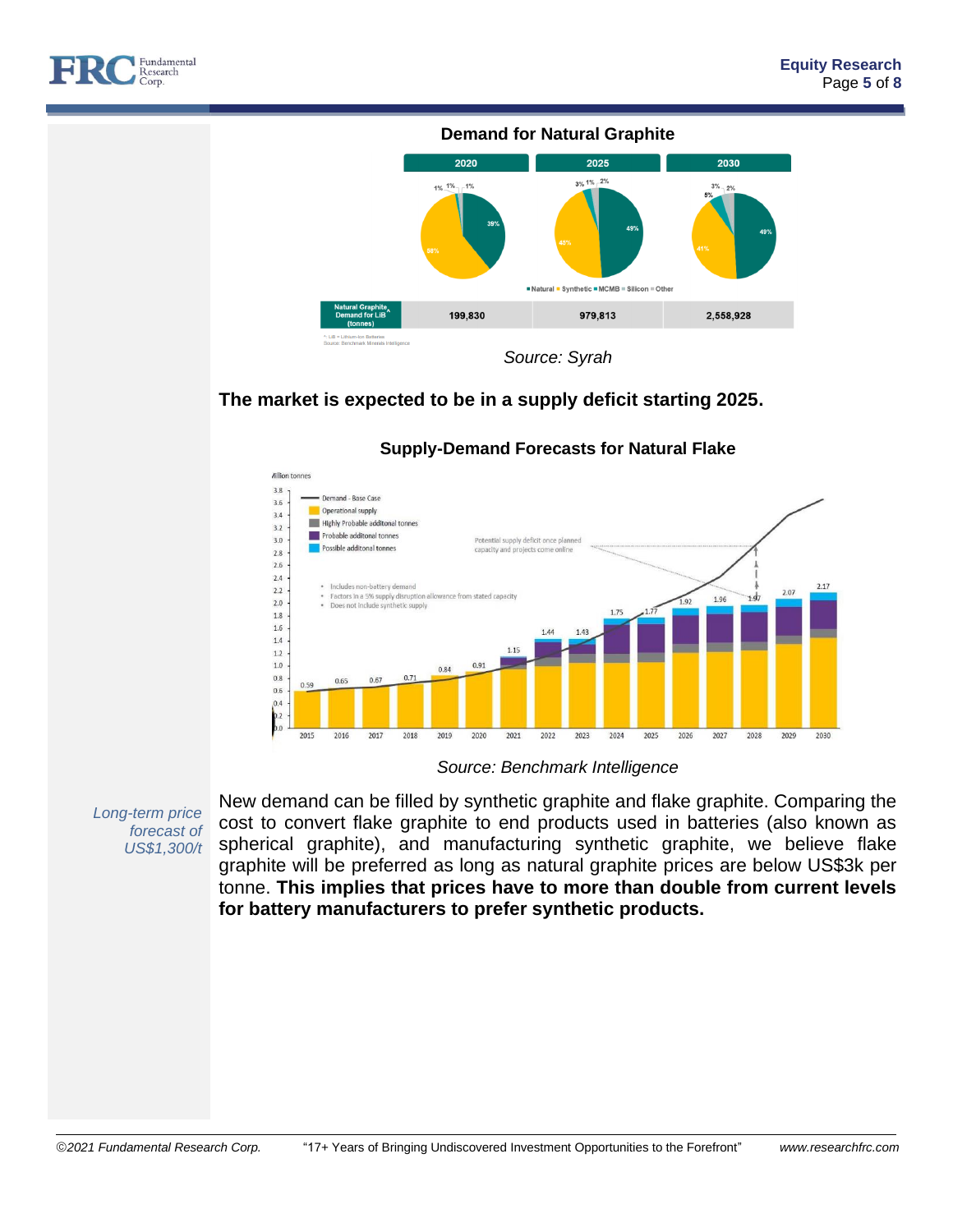**Demand for Natural Graphite**

| Natural Graphite Demand for LiB^ (tonnes) | 2020 | 2025 | 2030 |
|---|---|---|---|
| | 199,830 | 979,813 | 2,558,928 |

^: LiB = Lithium-ion Batteries
Source: Benchmark Minerals Intelligence

*Source: Syrah*

**The market is expected to be in a supply deficit starting 2025.**

**Supply-Demand Forecasts for Natural Flake**

*Source: Benchmark Intelligence*

*Long-term price forecast of US$1,300/t*

New demand can be filled by synthetic graphite and flake graphite. Comparing the cost to convert flake graphite to end products used in batteries (also known as spherical graphite), and manufacturing synthetic graphite, we believe flake graphite will be preferred as long as natural graphite prices are below US$3k per tonne. **This implies that prices have to more than double from current levels for battery manufacturers to prefer synthetic products.**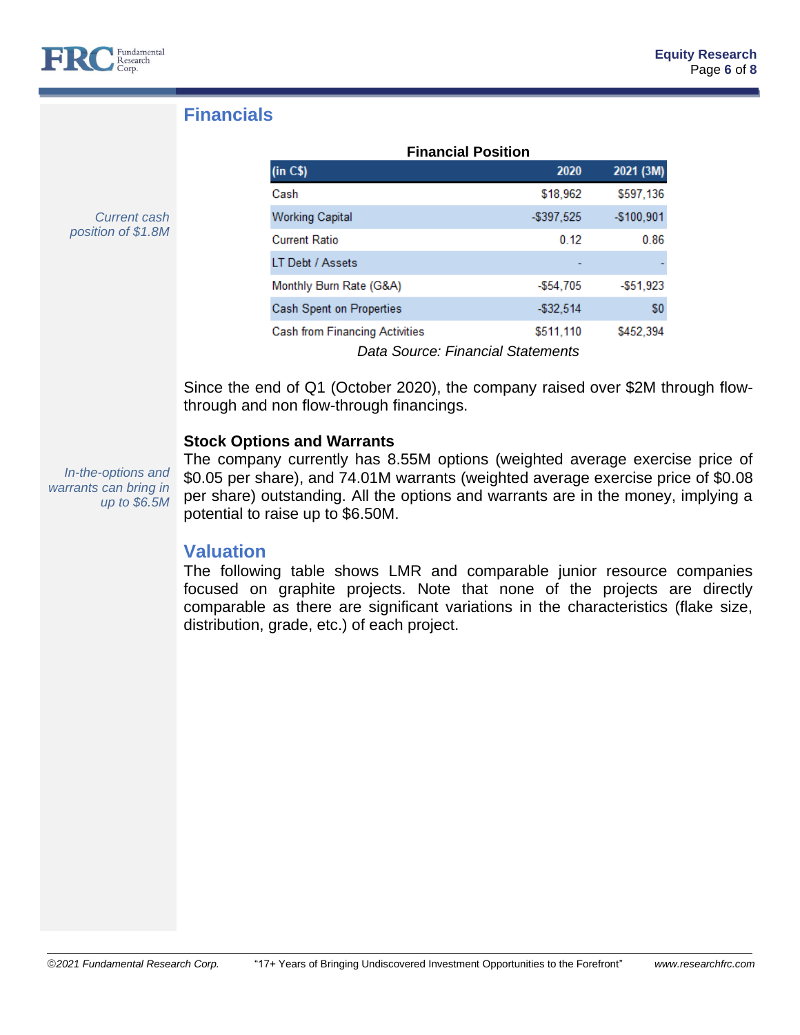## Financials

*Current cash position of $1.8M*

**Financial Position**

| (in C$) | 2020 | 2021 (3M) |
|---|---|---|
| Cash | $18,962 | $597,136 |
| Working Capital | -$397,525 | -$100,901 |
| Current Ratio | 0.12 | 0.86 |
| LT Debt / Assets | - | - |
| Monthly Burn Rate (G&A) | -$54,705 | -$51,923 |
| Cash Spent on Properties | -$32,514 | $0 |
| Cash from Financing Activities | $511,110 | $452,394 |

*Data Source: Financial Statements*

Since the end of Q1 (October 2020), the company raised over $2M through flow-through and non flow-through financings.

**Stock Options and Warrants**

*In-the-options and warrants can bring in up to $6.5M*

The company currently has 8.55M options (weighted average exercise price of $0.05 per share), and 74.01M warrants (weighted average exercise price of $0.08 per share) outstanding. All the options and warrants are in the money, implying a potential to raise up to $6.50M.

## Valuation

The following table shows LMR and comparable junior resource companies focused on graphite projects. Note that none of the projects are directly comparable as there are significant variations in the characteristics (flake size, distribution, grade, etc.) of each project.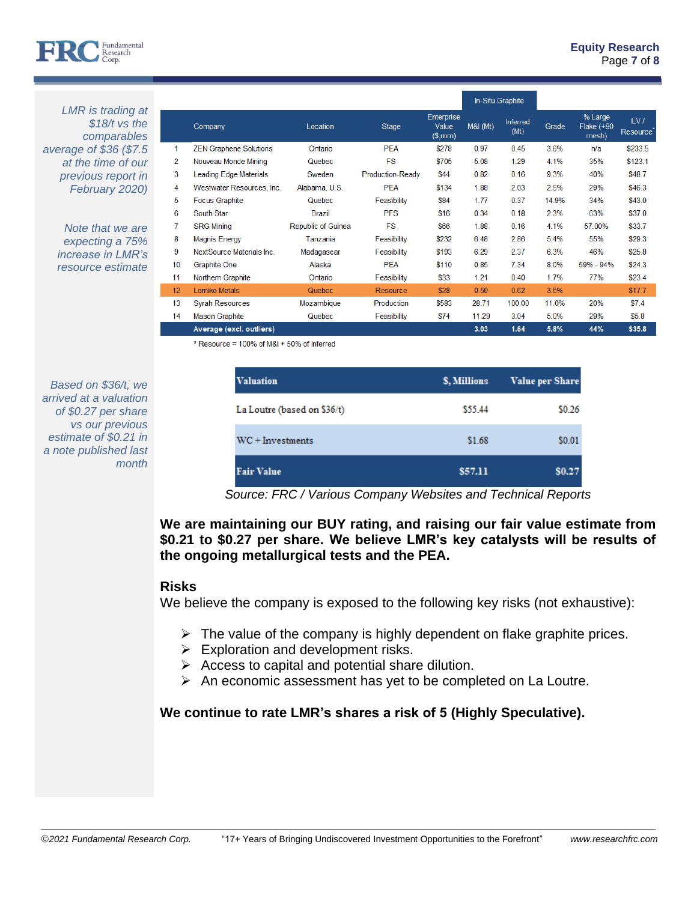*LMR is trading at $18/t vs the comparables average of $36 ($7.5 at the time of our previous report in February 2020)*

*Note that we are expecting a 75% increase in LMR's resource estimate*

| | Company | Location | Stage | Enterprise Value ($,mm) | In-Situ Graphite M&I (Mt) | In-Situ Graphite Inferred (Mt) | Grade | % Large Flake (+80 mesh) | EV / Resource* |
|---|---|---|---|---|---|---|---|---|---|
| 1 | ZEN Graphene Solutions | Ontario | PEA | $278 | 0.97 | 0.45 | 3.6% | n/a | $233.5 |
| 2 | Nouveau Monde Mining | Quebec | FS | $705 | 5.08 | 1.29 | 4.1% | 35% | $123.1 |
| 3 | Leading Edge Materials | Sweden | Production-Ready | $44 | 0.82 | 0.16 | 9.3% | 40% | $48.7 |
| 4 | Westwater Resources, Inc. | Alabama, U.S. | PEA | $134 | 1.88 | 2.03 | 2.5% | 29% | $46.3 |
| 5 | Focus Graphite | Quebec | Feasibility | $84 | 1.77 | 0.37 | 14.9% | 34% | $43.0 |
| 6 | South Star | Brazil | PFS | $16 | 0.34 | 0.18 | 2.3% | 63% | $37.0 |
| 7 | SRG Mining | Republic of Guinea | FS | $66 | 1.88 | 0.16 | 4.1% | 57.00% | $33.7 |
| 8 | Magnis Energy | Tanzania | Feasibility | $232 | 6.48 | 2.86 | 5.4% | 55% | $29.3 |
| 9 | NextSource Materials Inc. | Madagascar | Feasibility | $193 | 6.29 | 2.37 | 6.3% | 46% | $25.8 |
| 10 | Graphite One | Alaska | PEA | $110 | 0.85 | 7.34 | 8.0% | 59% - 94% | $24.3 |
| 11 | Northern Graphite | Ontario | Feasibility | $33 | 1.21 | 0.40 | 1.7% | 77% | $23.4 |
| 12 | Lomiko Metals | Quebec | Resource | $28 | 0.59 | 0.62 | 3.5% | | $17.7 |
| 13 | Syrah Resources | Mozambique | Production | $583 | 28.71 | 100.00 | 11.0% | 20% | $7.4 |
| 14 | Mason Graphite | Quebec | Feasibility | $74 | 11.29 | 3.04 | 5.0% | 29% | $5.8 |
| | **Average (excl. outliers)** | | | | **3.03** | **1.64** | **5.8%** | **44%** | **$35.8** |

\* Resource = 100% of M&I + 50% of Inferred

*Based on $36/t, we arrived at a valuation of $0.27 per share vs our previous estimate of $0.21 in a note published last month*

| Valuation | $, Millions | Value per Share |
|---|---|---|
| La Loutre (based on $36/t) | $55.44 | $0.26 |
| WC + Investments | $1.68 | $0.01 |
| **Fair Value** | **$57.11** | **$0.27** |

*Source: FRC / Various Company Websites and Technical Reports*

**We are maintaining our BUY rating, and raising our fair value estimate from $0.21 to $0.27 per share. We believe LMR's key catalysts will be results of the ongoing metallurgical tests and the PEA.**

## Risks

We believe the company is exposed to the following key risks (not exhaustive):

- The value of the company is highly dependent on flake graphite prices.
- Exploration and development risks.
- Access to capital and potential share dilution.
- An economic assessment has yet to be completed on La Loutre.

**We continue to rate LMR's shares a risk of 5 (Highly Speculative).**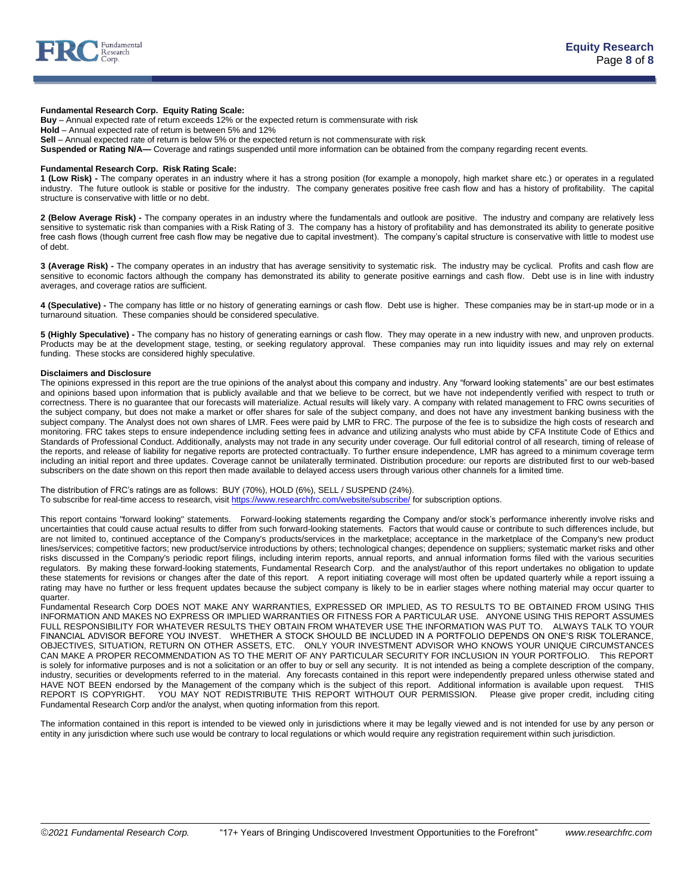**Fundamental Research Corp. Equity Rating Scale:**

**Buy** – Annual expected rate of return exceeds 12% or the expected return is commensurate with risk

**Hold** – Annual expected rate of return is between 5% and 12%

**Sell** – Annual expected rate of return is below 5% or the expected return is not commensurate with risk

**Suspended or Rating N/A—** Coverage and ratings suspended until more information can be obtained from the company regarding recent events.

**Fundamental Research Corp. Risk Rating Scale:**

**1 (Low Risk) -** The company operates in an industry where it has a strong position (for example a monopoly, high market share etc.) or operates in a regulated industry. The future outlook is stable or positive for the industry. The company generates positive free cash flow and has a history of profitability. The capital structure is conservative with little or no debt.

**2 (Below Average Risk) -** The company operates in an industry where the fundamentals and outlook are positive. The industry and company are relatively less sensitive to systematic risk than companies with a Risk Rating of 3. The company has a history of profitability and has demonstrated its ability to generate positive free cash flows (though current free cash flow may be negative due to capital investment). The company's capital structure is conservative with little to modest use of debt.

**3 (Average Risk) -** The company operates in an industry that has average sensitivity to systematic risk. The industry may be cyclical. Profits and cash flow are sensitive to economic factors although the company has demonstrated its ability to generate positive earnings and cash flow. Debt use is in line with industry averages, and coverage ratios are sufficient.

**4 (Speculative) -** The company has little or no history of generating earnings or cash flow. Debt use is higher. These companies may be in start-up mode or in a turnaround situation. These companies should be considered speculative.

**5 (Highly Speculative) -** The company has no history of generating earnings or cash flow. They may operate in a new industry with new, and unproven products. Products may be at the development stage, testing, or seeking regulatory approval. These companies may run into liquidity issues and may rely on external funding. These stocks are considered highly speculative.

**Disclaimers and Disclosure**

The opinions expressed in this report are the true opinions of the analyst about this company and industry. Any "forward looking statements" are our best estimates and opinions based upon information that is publicly available and that we believe to be correct, but we have not independently verified with respect to truth or correctness. There is no guarantee that our forecasts will materialize. Actual results will likely vary. A company with related management to FRC owns securities of the subject company, but does not make a market or offer shares for sale of the subject company, and does not have any investment banking business with the subject company. The Analyst does not own shares of LMR. Fees were paid by LMR to FRC. The purpose of the fee is to subsidize the high costs of research and monitoring. FRC takes steps to ensure independence including setting fees in advance and utilizing analysts who must abide by CFA Institute Code of Ethics and Standards of Professional Conduct. Additionally, analysts may not trade in any security under coverage. Our full editorial control of all research, timing of release of the reports, and release of liability for negative reports are protected contractually. To further ensure independence, LMR has agreed to a minimum coverage term including an initial report and three updates. Coverage cannot be unilaterally terminated. Distribution procedure: our reports are distributed first to our web-based subscribers on the date shown on this report then made available to delayed access users through various other channels for a limited time.

The distribution of FRC's ratings are as follows: BUY (70%), HOLD (6%), SELL / SUSPEND (24%).
To subscribe for real-time access to research, visit https://www.researchfrc.com/website/subscribe/ for subscription options.

This report contains "forward looking" statements. Forward-looking statements regarding the Company and/or stock's performance inherently involve risks and uncertainties that could cause actual results to differ from such forward-looking statements. Factors that would cause or contribute to such differences include, but are not limited to, continued acceptance of the Company's products/services in the marketplace; acceptance in the marketplace of the Company's new product lines/services; competitive factors; new product/service introductions by others; technological changes; dependence on suppliers; systematic market risks and other risks discussed in the Company's periodic report filings, including interim reports, annual reports, and annual information forms filed with the various securities regulators. By making these forward-looking statements, Fundamental Research Corp. and the analyst/author of this report undertakes no obligation to update these statements for revisions or changes after the date of this report. A report initiating coverage will most often be updated quarterly while a report issuing a rating may have no further or less frequent updates because the subject company is likely to be in earlier stages where nothing material may occur quarter to quarter.

Fundamental Research Corp DOES NOT MAKE ANY WARRANTIES, EXPRESSED OR IMPLIED, AS TO RESULTS TO BE OBTAINED FROM USING THIS INFORMATION AND MAKES NO EXPRESS OR IMPLIED WARRANTIES OR FITNESS FOR A PARTICULAR USE. ANYONE USING THIS REPORT ASSUMES FULL RESPONSIBILITY FOR WHATEVER RESULTS THEY OBTAIN FROM WHATEVER USE THE INFORMATION WAS PUT TO. ALWAYS TALK TO YOUR FINANCIAL ADVISOR BEFORE YOU INVEST. WHETHER A STOCK SHOULD BE INCLUDED IN A PORTFOLIO DEPENDS ON ONE'S RISK TOLERANCE, OBJECTIVES, SITUATION, RETURN ON OTHER ASSETS, ETC. ONLY YOUR INVESTMENT ADVISOR WHO KNOWS YOUR UNIQUE CIRCUMSTANCES CAN MAKE A PROPER RECOMMENDATION AS TO THE MERIT OF ANY PARTICULAR SECURITY FOR INCLUSION IN YOUR PORTFOLIO. This REPORT is solely for informative purposes and is not a solicitation or an offer to buy or sell any security. It is not intended as being a complete description of the company, industry, securities or developments referred to in the material. Any forecasts contained in this report were independently prepared unless otherwise stated and HAVE NOT BEEN endorsed by the Management of the company which is the subject of this report. Additional information is available upon request. THIS REPORT IS COPYRIGHT. YOU MAY NOT REDISTRIBUTE THIS REPORT WITHOUT OUR PERMISSION. Please give proper credit, including citing Fundamental Research Corp and/or the analyst, when quoting information from this report.

The information contained in this report is intended to be viewed only in jurisdictions where it may be legally viewed and is not intended for use by any person or entity in any jurisdiction where such use would be contrary to local regulations or which would require any registration requirement within such jurisdiction.